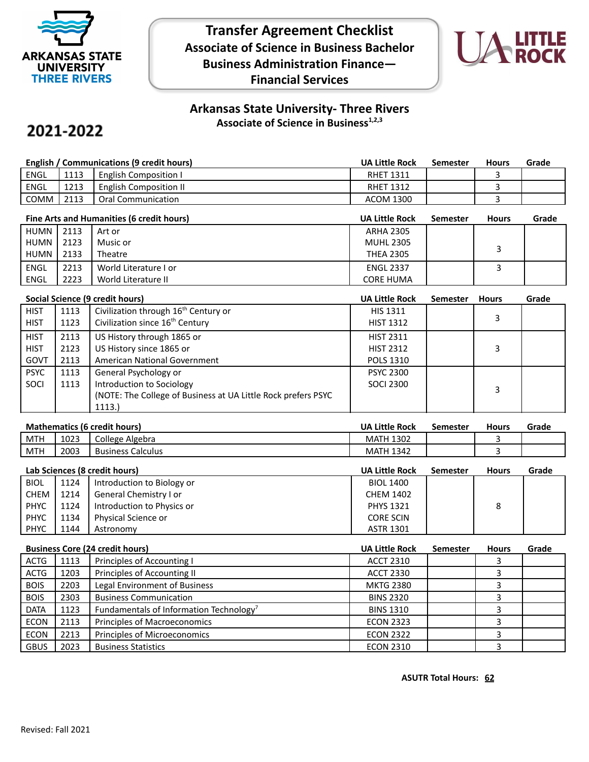# Transfer Agreement Checklist
## Associate of Science in Business Bachelor Business Administration Finance—Financial Services

ARKANSAS STATE UNIVERSITY THREE RIVERS

UA LITTLE ROCK

## 2021-2022

## Arkansas State University- Three Rivers
### Associate of Science in Business[1,2,3]

| English / Communications (9 credit hours) | | | UA Little Rock | Semester | Hours | Grade |
|---|---|---|---|---|---|---|
| ENGL | 1113 | English Composition I | RHET 1311 | | 3 | |
| ENGL | 1213 | English Composition II | RHET 1312 | | 3 | |
| COMM | 2113 | Oral Communication | ACOM 1300 | | 3 | |

| Fine Arts and Humanities (6 credit hours) | | | UA Little Rock | Semester | Hours | Grade |
|---|---|---|---|---|---|---|
| HUMN<br>HUMN<br>HUMN | 2113<br>2123<br>2133 | Art or<br>Music or<br>Theatre | ARHA 2305<br>MUHL 2305<br>THEA 2305 | | 3 | |
| ENGL<br>ENGL | 2213<br>2223 | World Literature I or<br>World Literature II | ENGL 2337<br>CORE HUMA | | 3 | |

| Social Science (9 credit hours) | | | UA Little Rock | Semester | Hours | Grade |
|---|---|---|---|---|---|---|
| HIST<br>HIST | 1113<br>1123 | Civilization through 16th Century or<br>Civilization since 16th Century | HIS 1311<br>HIST 1312 | | 3 | |
| HIST<br>HIST<br>GOVT | 2113<br>2123<br>2113 | US History through 1865 or<br>US History since 1865 or<br>American National Government | HIST 2311<br>HIST 2312<br>POLS 1310 | | 3 | |
| PSYC<br>SOCI | 1113<br>1113 | General Psychology or<br>Introduction to Sociology<br>(NOTE: The College of Business at UA Little Rock prefers PSYC 1113.) | PSYC 2300<br>SOCI 2300 | | 3 | |

| Mathematics (6 credit hours) | | | UA Little Rock | Semester | Hours | Grade |
|---|---|---|---|---|---|---|
| MTH | 1023 | College Algebra | MATH 1302 | | 3 | |
| MTH | 2003 | Business Calculus | MATH 1342 | | 3 | |

| Lab Sciences (8 credit hours) | | | UA Little Rock | Semester | Hours | Grade |
|---|---|---|---|---|---|---|
| BIOL<br>CHEM<br>PHYC<br>PHYC<br>PHYC | 1124<br>1214<br>1124<br>1134<br>1144 | Introduction to Biology or<br>General Chemistry I or<br>Introduction to Physics or<br>Physical Science or<br>Astronomy | BIOL 1400<br>CHEM 1402<br>PHYS 1321<br>CORE SCIN<br>ASTR 1301 | | 8 | |

| Business Core (24 credit hours) | | | UA Little Rock | Semester | Hours | Grade |
|---|---|---|---|---|---|---|
| ACTG | 1113 | Principles of Accounting I | ACCT 2310 | | 3 | |
| ACTG | 1203 | Principles of Accounting II | ACCT 2330 | | 3 | |
| BOIS | 2203 | Legal Environment of Business | MKTG 2380 | | 3 | |
| BOIS | 2303 | Business Communication | BINS 2320 | | 3 | |
| DATA | 1123 | Fundamentals of Information Technology[7] | BINS 1310 | | 3 | |
| ECON | 2113 | Principles of Macroeconomics | ECON 2323 | | 3 | |
| ECON | 2213 | Principles of Microeconomics | ECON 2322 | | 3 | |
| GBUS | 2023 | Business Statistics | ECON 2310 | | 3 | |

**ASUTR Total Hours: 62**

Revised: Fall 2021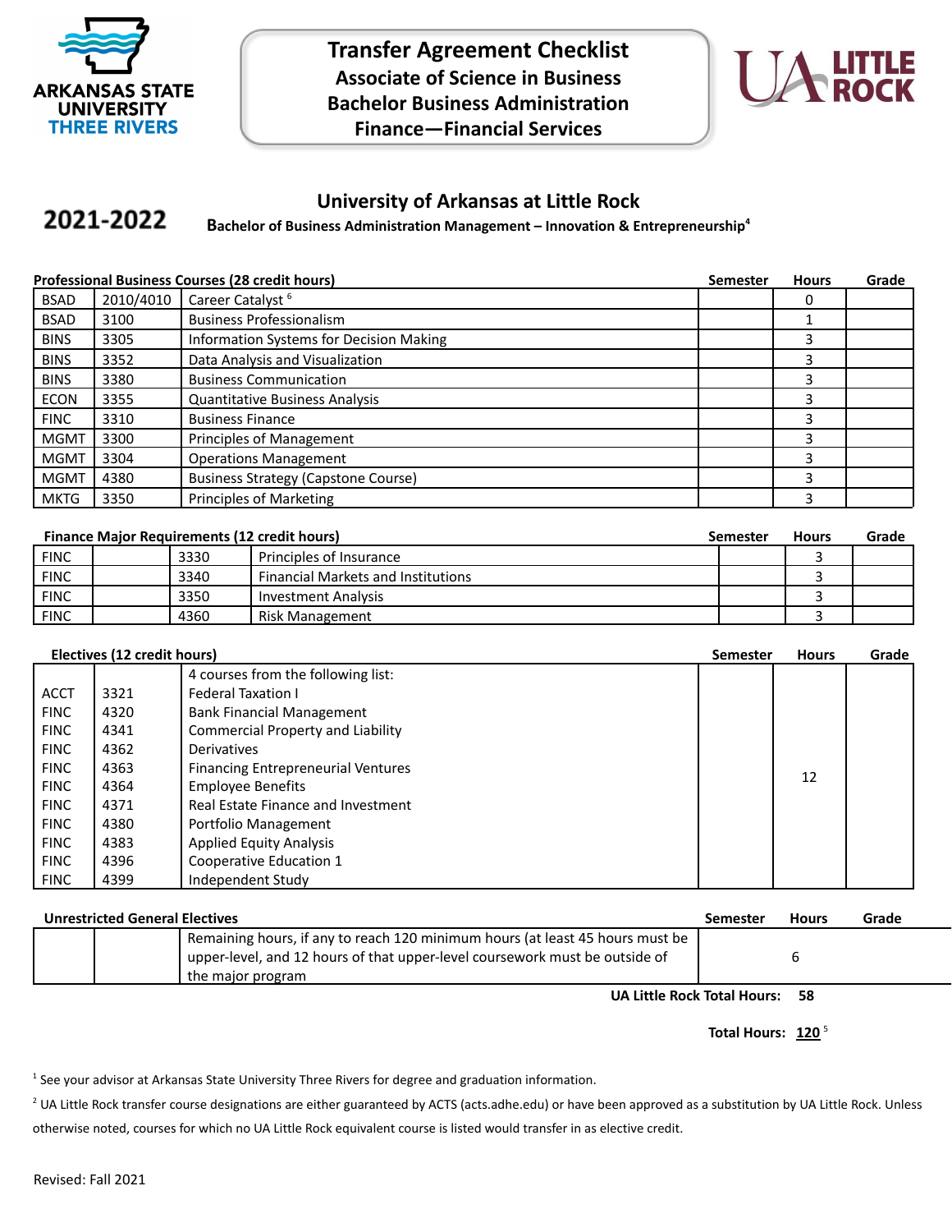**ARKANSAS STATE UNIVERSITY THREE RIVERS**

# Transfer Agreement Checklist
## Associate of Science in Business
## Bachelor Business Administration
## Finance—Financial Services

**UA LITTLE ROCK**

**2021-2022**

## University of Arkansas at Little Rock

**Bachelor of Business Administration Management – Innovation & Entrepreneurship[4]**

| Professional Business Courses (28 credit hours) | | | Semester | Hours | Grade |
|---|---|---|---|---|---|
| BSAD | 2010/4010 | Career Catalyst [6] | | 0 | |
| BSAD | 3100 | Business Professionalism | | 1 | |
| BINS | 3305 | Information Systems for Decision Making | | 3 | |
| BINS | 3352 | Data Analysis and Visualization | | 3 | |
| BINS | 3380 | Business Communication | | 3 | |
| ECON | 3355 | Quantitative Business Analysis | | 3 | |
| FINC | 3310 | Business Finance | | 3 | |
| MGMT | 3300 | Principles of Management | | 3 | |
| MGMT | 3304 | Operations Management | | 3 | |
| MGMT | 4380 | Business Strategy (Capstone Course) | | 3 | |
| MKTG | 3350 | Principles of Marketing | | 3 | |

| Finance Major Requirements (12 credit hours) | | | | Semester | Hours | Grade |
|---|---|---|---|---|---|---|
| FINC | | 3330 | Principles of Insurance | | 3 | |
| FINC | | 3340 | Financial Markets and Institutions | | 3 | |
| FINC | | 3350 | Investment Analysis | | 3 | |
| FINC | | 4360 | Risk Management | | 3 | |

| Electives (12 credit hours) | | | Semester | Hours | Grade |
|---|---|---|---|---|---|
| | | 4 courses from the following list: | | 12 | |
| ACCT | 3321 | Federal Taxation I | | | |
| FINC | 4320 | Bank Financial Management | | | |
| FINC | 4341 | Commercial Property and Liability | | | |
| FINC | 4362 | Derivatives | | | |
| FINC | 4363 | Financing Entrepreneurial Ventures | | | |
| FINC | 4364 | Employee Benefits | | | |
| FINC | 4371 | Real Estate Finance and Investment | | | |
| FINC | 4380 | Portfolio Management | | | |
| FINC | 4383 | Applied Equity Analysis | | | |
| FINC | 4396 | Cooperative Education 1 | | | |
| FINC | 4399 | Independent Study | | | |

| Unrestricted General Electives | | | Semester | Hours | Grade |
|---|---|---|---|---|---|
| | | Remaining hours, if any to reach 120 minimum hours (at least 45 hours must be upper-level, and 12 hours of that upper-level coursework must be outside of the major program | | 6 | |

**UA Little Rock Total Hours: 58**

**Total Hours: 120** [5]

[1] See your advisor at Arkansas State University Three Rivers for degree and graduation information.

[2] UA Little Rock transfer course designations are either guaranteed by ACTS (acts.adhe.edu) or have been approved as a substitution by UA Little Rock. Unless otherwise noted, courses for which no UA Little Rock equivalent course is listed would transfer in as elective credit.

Revised: Fall 2021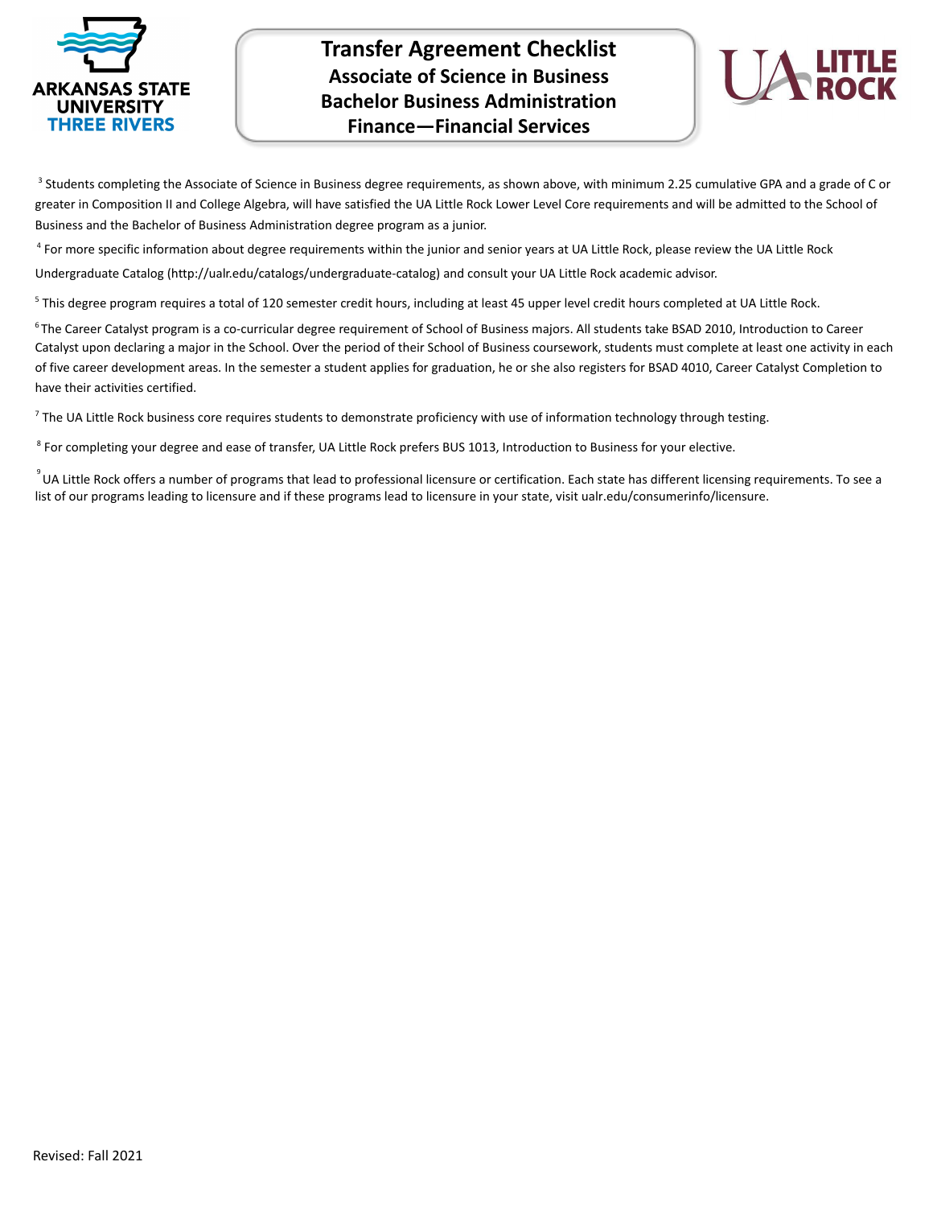# Transfer Agreement Checklist
## Associate of Science in Business
## Bachelor Business Administration
## Finance—Financial Services

[3] Students completing the Associate of Science in Business degree requirements, as shown above, with minimum 2.25 cumulative GPA and a grade of C or greater in Composition II and College Algebra, will have satisfied the UA Little Rock Lower Level Core requirements and will be admitted to the School of Business and the Bachelor of Business Administration degree program as a junior.

[4] For more specific information about degree requirements within the junior and senior years at UA Little Rock, please review the UA Little Rock Undergraduate Catalog (http://ualr.edu/catalogs/undergraduate-catalog) and consult your UA Little Rock academic advisor.

[5] This degree program requires a total of 120 semester credit hours, including at least 45 upper level credit hours completed at UA Little Rock.

[6] The Career Catalyst program is a co-curricular degree requirement of School of Business majors. All students take BSAD 2010, Introduction to Career Catalyst upon declaring a major in the School. Over the period of their School of Business coursework, students must complete at least one activity in each of five career development areas. In the semester a student applies for graduation, he or she also registers for BSAD 4010, Career Catalyst Completion to have their activities certified.

[7] The UA Little Rock business core requires students to demonstrate proficiency with use of information technology through testing.

[8] For completing your degree and ease of transfer, UA Little Rock prefers BUS 1013, Introduction to Business for your elective.

[9] UA Little Rock offers a number of programs that lead to professional licensure or certification. Each state has different licensing requirements. To see a list of our programs leading to licensure and if these programs lead to licensure in your state, visit ualr.edu/consumerinfo/licensure.

Revised: Fall 2021